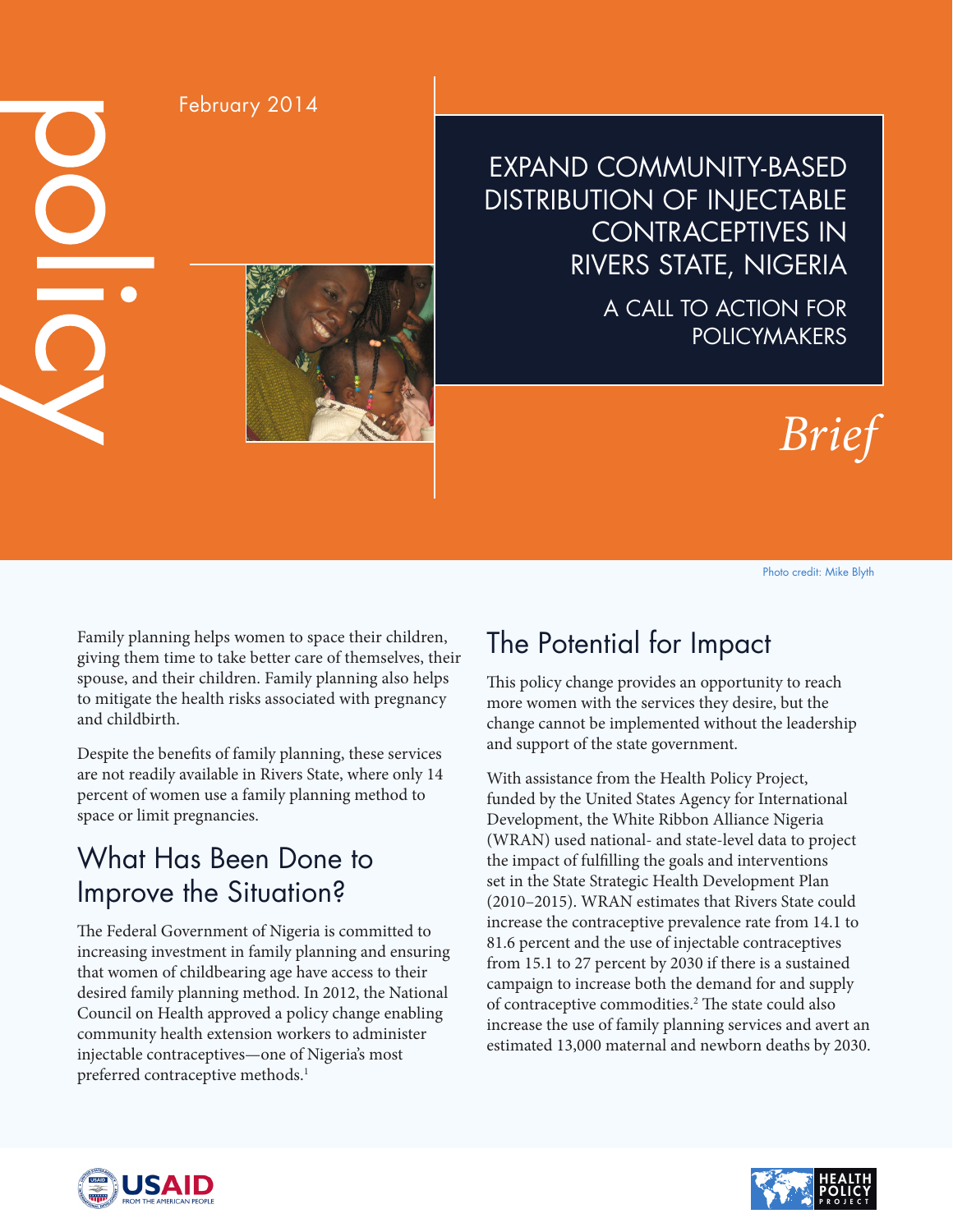policy

February 2014

# EXPAND COMMUNITY-BASED DISTRIBUTION OF INJECTABLE CONTRACEPTIVES IN RIVERS STATE, NIGERIA

## A CALL TO ACTION FOR POLICYMAKERS

*Brief*

Photo credit: Mike Blyth

Family planning helps women to space their children, giving them time to take better care of themselves, their spouse, and their children. Family planning also helps to mitigate the health risks associated with pregnancy and childbirth.

Despite the benefits of family planning, these services are not readily available in Rivers State, where only 14 percent of women use a family planning method to space or limit pregnancies.

## What Has Been Done to Improve the Situation?

The Federal Government of Nigeria is committed to increasing investment in family planning and ensuring that women of childbearing age have access to their desired family planning method. In 2012, the National Council on Health approved a policy change enabling community health extension workers to administer injectable contraceptives—one of Nigeria's most preferred contraceptive methods.[1]

## The Potential for Impact

This policy change provides an opportunity to reach more women with the services they desire, but the change cannot be implemented without the leadership and support of the state government.

With assistance from the Health Policy Project, funded by the United States Agency for International Development, the White Ribbon Alliance Nigeria (WRAN) used national- and state-level data to project the impact of fulfilling the goals and interventions set in the State Strategic Health Development Plan (2010–2015). WRAN estimates that Rivers State could increase the contraceptive prevalence rate from 14.1 to 81.6 percent and the use of injectable contraceptives from 15.1 to 27 percent by 2030 if there is a sustained campaign to increase both the demand for and supply of contraceptive commodities.[2] The state could also increase the use of family planning services and avert an estimated 13,000 maternal and newborn deaths by 2030.

USAID FROM THE AMERICAN PEOPLE

HEALTH POLICY PROJECT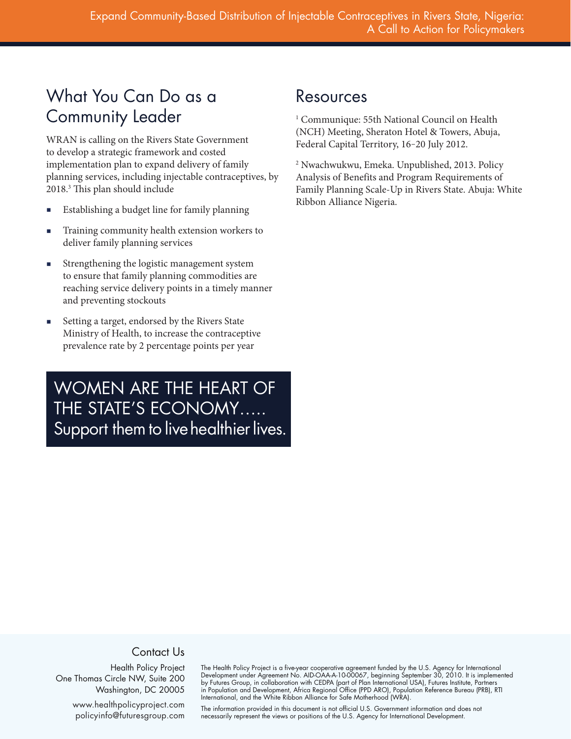## What You Can Do as a Community Leader

WRAN is calling on the Rivers State Government to develop a strategic framework and costed implementation plan to expand delivery of family planning services, including injectable contraceptives, by 2018.[3] This plan should include

- Establishing a budget line for family planning
- Training community health extension workers to deliver family planning services
- Strengthening the logistic management system to ensure that family planning commodities are reaching service delivery points in a timely manner and preventing stockouts
- Setting a target, endorsed by the Rivers State Ministry of Health, to increase the contraceptive prevalence rate by 2 percentage points per year

**WOMEN ARE THE HEART OF THE STATE'S ECONOMY….. Support them to live healthier lives.**

## Resources

[1] Communique: 55th National Council on Health (NCH) Meeting, Sheraton Hotel & Towers, Abuja, Federal Capital Territory, 16–20 July 2012.

[2] Nwachwukwu, Emeka. Unpublished, 2013. Policy Analysis of Benefits and Program Requirements of Family Planning Scale-Up in Rivers State. Abuja: White Ribbon Alliance Nigeria.

### Contact Us

Health Policy Project
One Thomas Circle NW, Suite 200
Washington, DC 20005

www.healthpolicyproject.com
policyinfo@futuresgroup.com

The Health Policy Project is a five-year cooperative agreement funded by the U.S. Agency for International Development under Agreement No. AID-OAA-A-10-00067, beginning September 30, 2010. It is implemented by Futures Group, in collaboration with CEDPA (part of Plan International USA), Futures Institute, Partners in Population and Development, Africa Regional Office (PPD ARO), Population Reference Bureau (PRB), RTI International, and the White Ribbon Alliance for Safe Motherhood (WRA).

The information provided in this document is not official U.S. Government information and does not necessarily represent the views or positions of the U.S. Agency for International Development.